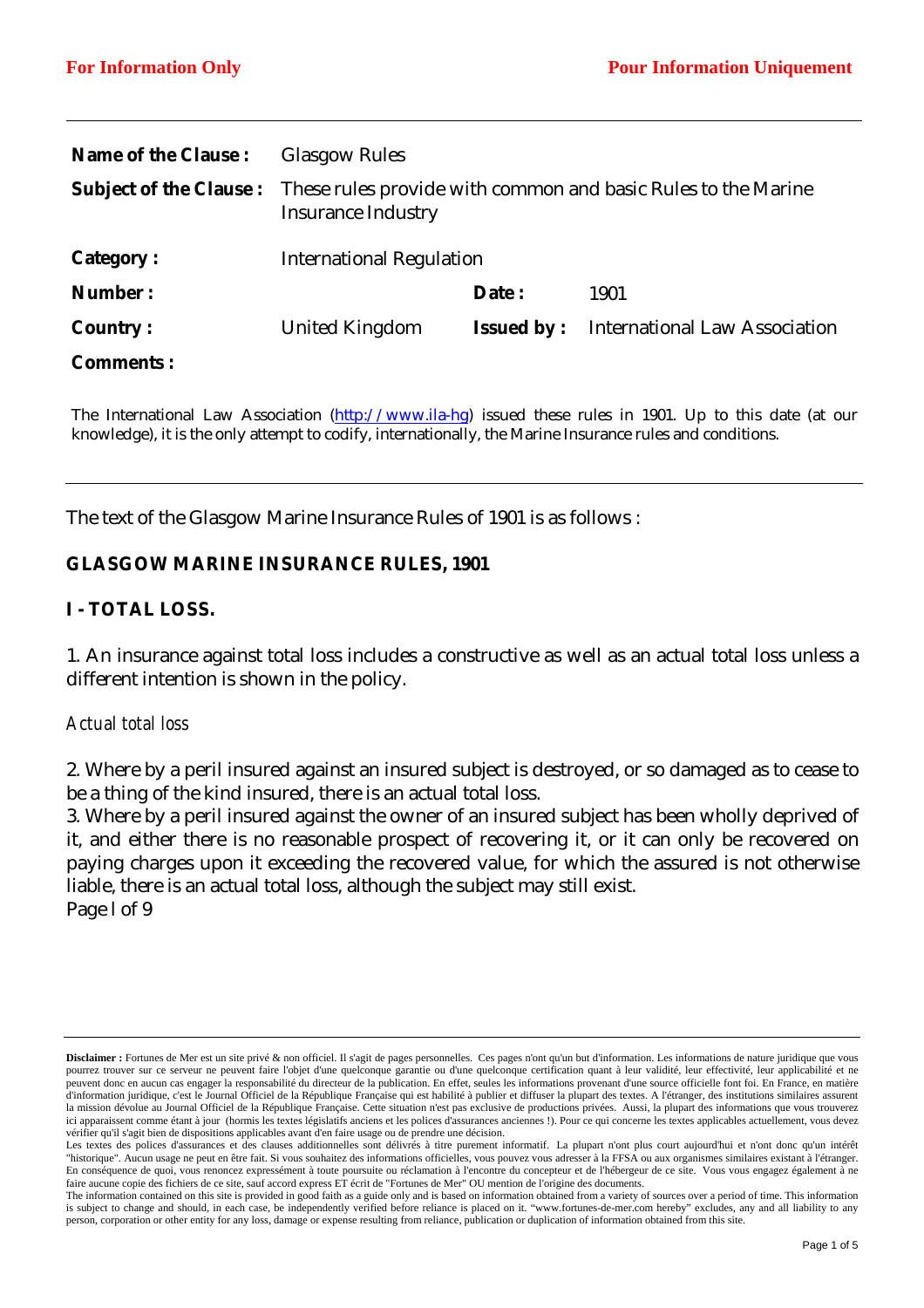**For Information Only** **Pour Information Uniquement**

| | | | |
|---|---|---|---|
| **Name of the Clause :** | Glasgow Rules | | |
| **Subject of the Clause :** | These rules provide with common and basic Rules to the Marine Insurance Industry | | |
| **Category :** | International Regulation | | |
| **Number :** | | **Date :** | 1901 |
| **Country :** | United Kingdom | **Issued by :** | International Law Association |
| **Comments :** | | | |

The International Law Association (http://www.ila-hg) issued these rules in 1901. Up to this date (at our knowledge), it is the only attempt to codify, internationally, the Marine Insurance rules and conditions.

---

The text of the Glasgow Marine Insurance Rules of 1901 is as follows :

**GLASGOW MARINE INSURANCE RULES, 1901**

**I - TOTAL LOSS.**

1. An insurance against total loss includes a constructive as well as an actual total loss unless a different intention is shown in the policy.

*Actual total loss*

2. Where by a peril insured against an insured subject is destroyed, or so damaged as to cease to be a thing of the kind insured, there is an actual total loss.
3. Where by a peril insured against the owner of an insured subject has been wholly deprived of it, and either there is no reasonable prospect of recovering it, or it can only be recovered on paying charges upon it exceeding the recovered value, for which the assured is not otherwise liable, there is an actual total loss, although the subject may still exist.
Page l of 9

---

**Disclaimer :** Fortunes de Mer est un site privé & non officiel. Il s'agit de pages personnelles. Ces pages n'ont qu'un but d'information. Les informations de nature juridique que vous pourrez trouver sur ce serveur ne peuvent faire l'objet d'une quelconque garantie ou d'une quelconque certification quant à leur validité, leur effectivité, leur applicabilité et ne peuvent donc en aucun cas engager la responsabilité du directeur de la publication. En effet, seules les informations provenant d'une source officielle font foi. En France, en matière d'information juridique, c'est le Journal Officiel de la République Française qui est habilité à publier et diffuser la plupart des textes. A l'étranger, des institutions similaires assurent la mission dévolue au Journal Officiel de la République Française. Cette situation n'est pas exclusive de productions privées. Aussi, la plupart des informations que vous trouverez ici apparaissent comme étant à jour (hormis les textes législatifs anciens et les polices d'assurances anciennes !). Pour ce qui concerne les textes applicables actuellement, vous devez vérifier qu'il s'agit bien de dispositions applicables avant d'en faire usage ou de prendre une décision.
Les textes des polices d'assurances et des clauses additionnelles sont délivrés à titre purement informatif. La plupart n'ont plus court aujourd'hui et n'ont donc qu'un intérêt "historique". Aucun usage ne peut en être fait. Si vous souhaitez des informations officielles, vous pouvez vous adresser à la FFSA ou aux organismes similaires existant à l'étranger. En conséquence de quoi, vous renoncez expressément à toute poursuite ou réclamation à l'encontre du concepteur et de l'hébergeur de ce site. Vous vous engagez également à ne faire aucune copie des fichiers de ce site, sauf accord express ET écrit de "Fortunes de Mer" OU mention de l'origine des documents.
The information contained on this site is provided in good faith as a guide only and is based on information obtained from a variety of sources over a period of time. This information is subject to change and should, in each case, be independently verified before reliance is placed on it. "www.fortunes-de-mer.com hereby" excludes, any and all liability to any person, corporation or other entity for any loss, damage or expense resulting from reliance, publication or duplication of information obtained from this site.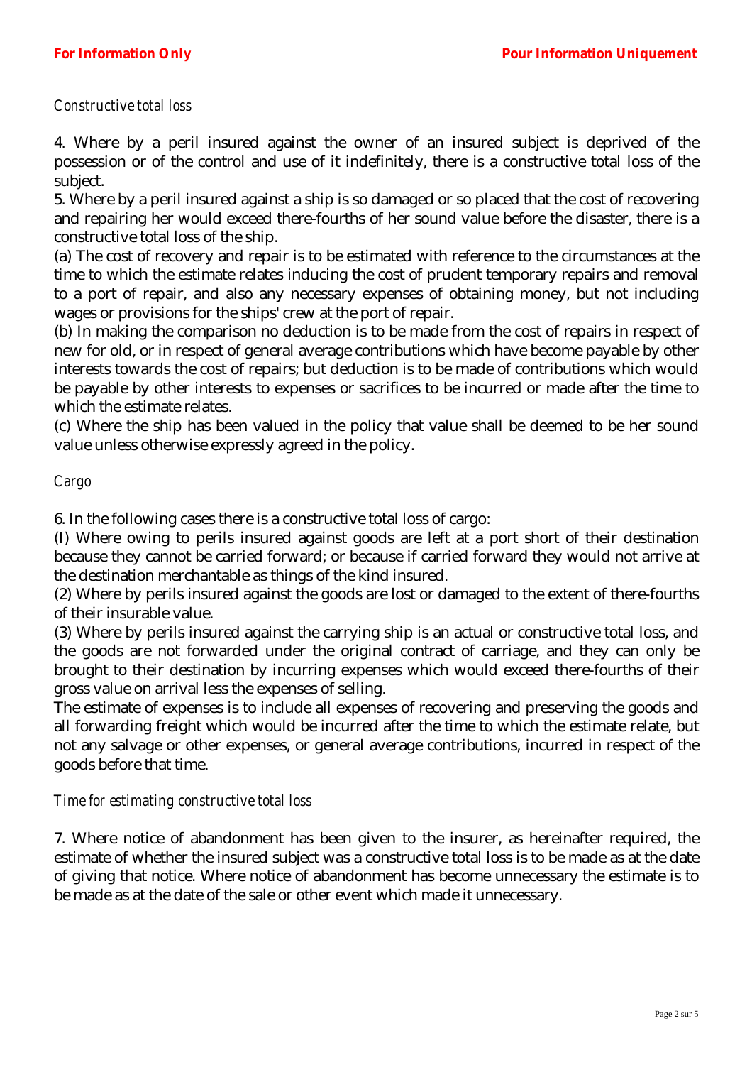*Constructive total loss*

4. Where by a peril insured against the owner of an insured subject is deprived of the possession or of the control and use of it indefinitely, there is a constructive total loss of the subject.

5. Where by a peril insured against a ship is so damaged or so placed that the cost of recovering and repairing her would exceed there-fourths of her sound value before the disaster, there is a constructive total loss of the ship.

(a) The cost of recovery and repair is to be estimated with reference to the circumstances at the time to which the estimate relates inducing the cost of prudent temporary repairs and removal to a port of repair, and also any necessary expenses of obtaining money, but not including wages or provisions for the ships' crew at the port of repair.

(b) In making the comparison no deduction is to be made from the cost of repairs in respect of new for old, or in respect of general average contributions which have become payable by other interests towards the cost of repairs; but deduction is to be made of contributions which would be payable by other interests to expenses or sacrifices to be incurred or made after the time to which the estimate relates.

(c) Where the ship has been valued in the policy that value shall be deemed to be her sound value unless otherwise expressly agreed in the policy.

*Cargo*

6. In the following cases there is a constructive total loss of cargo:

(I) Where owing to perils insured against goods are left at a port short of their destination because they cannot be carried forward; or because if carried forward they would not arrive at the destination merchantable as things of the kind insured.

(2) Where by perils insured against the goods are lost or damaged to the extent of there-fourths of their insurable value.

(3) Where by perils insured against the carrying ship is an actual or constructive total loss, and the goods are not forwarded under the original contract of carriage, and they can only be brought to their destination by incurring expenses which would exceed there-fourths of their gross value on arrival less the expenses of selling.

The estimate of expenses is to include all expenses of recovering and preserving the goods and all forwarding freight which would be incurred after the time to which the estimate relate, but not any salvage or other expenses, or general average contributions, incurred in respect of the goods before that time.

*Time for estimating constructive total loss*

7. Where notice of abandonment has been given to the insurer, as hereinafter required, the estimate of whether the insured subject was a constructive total loss is to be made as at the date of giving that notice. Where notice of abandonment has become unnecessary the estimate is to be made as at the date of the sale or other event which made it unnecessary.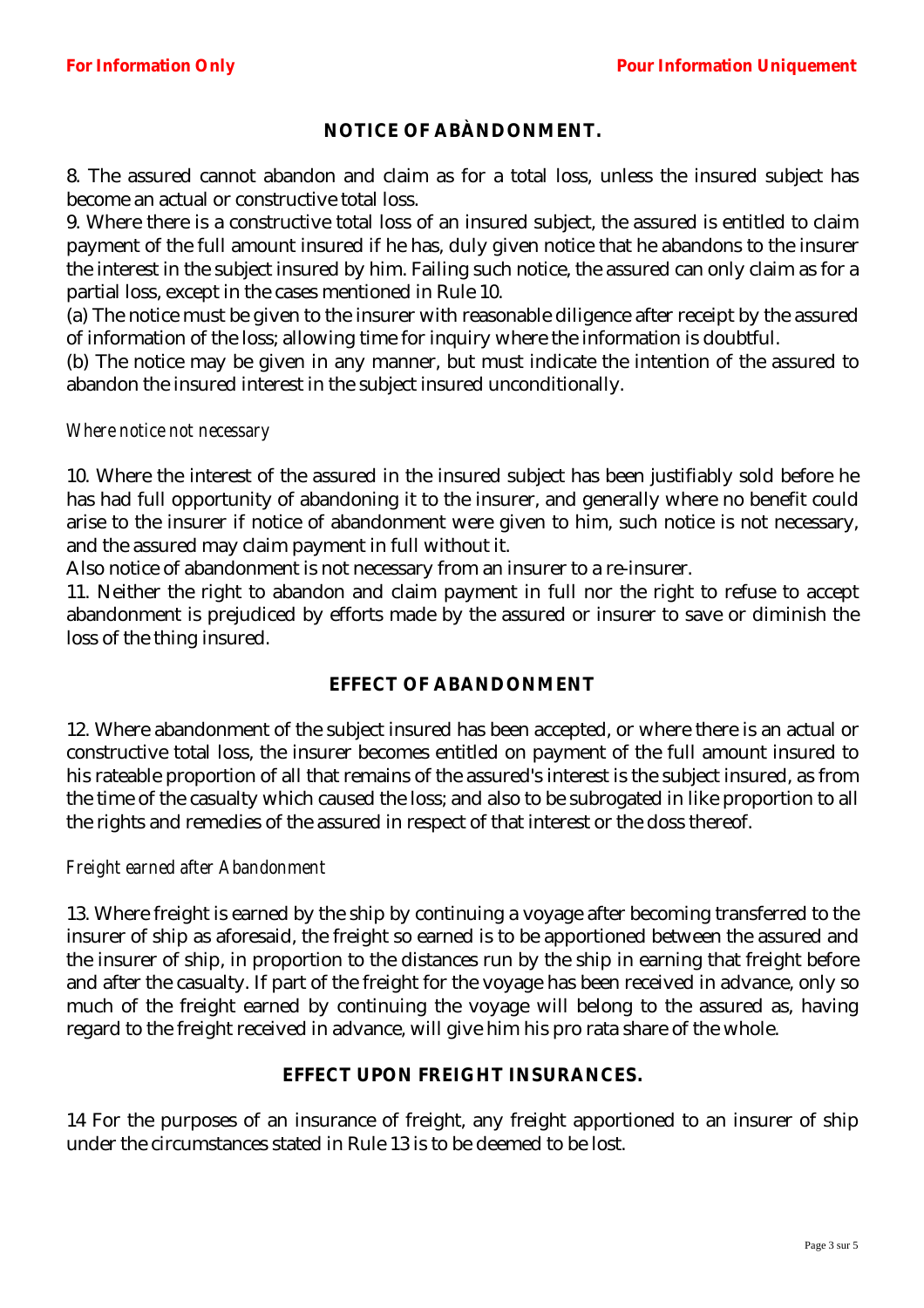## NOTICE OF ABÀNDONMENT.

8. The assured cannot abandon and claim as for a total loss, unless the insured subject has become an actual or constructive total loss.

9. Where there is a constructive total loss of an insured subject, the assured is entitled to claim payment of the full amount insured if he has, duly given notice that he abandons to the insurer the interest in the subject insured by him. Failing such notice, the assured can only claim as for a partial loss, except in the cases mentioned in Rule 10.

(a) The notice must be given to the insurer with reasonable diligence after receipt by the assured of information of the loss; allowing time for inquiry where the information is doubtful.

(b) The notice may be given in any manner, but must indicate the intention of the assured to abandon the insured interest in the subject insured unconditionally.

*Where notice not necessary*

10. Where the interest of the assured in the insured subject has been justifiably sold before he has had full opportunity of abandoning it to the insurer, and generally where no benefit could arise to the insurer if notice of abandonment were given to him, such notice is not necessary, and the assured may claim payment in full without it.

Also notice of abandonment is not necessary from an insurer to a re-insurer.

11. Neither the right to abandon and claim payment in full nor the right to refuse to accept abandonment is prejudiced by efforts made by the assured or insurer to save or diminish the loss of the thing insured.

## EFFECT OF ABANDONMENT

12. Where abandonment of the subject insured has been accepted, or where there is an actual or constructive total loss, the insurer becomes entitled on payment of the full amount insured to his rateable proportion of all that remains of the assured's interest is the subject insured, as from the time of the casualty which caused the loss; and also to be subrogated in like proportion to all the rights and remedies of the assured in respect of that interest or the doss thereof.

*Freight earned after Abandonment*

13. Where freight is earned by the ship by continuing a voyage after becoming transferred to the insurer of ship as aforesaid, the freight so earned is to be apportioned between the assured and the insurer of ship, in proportion to the distances run by the ship in earning that freight before and after the casualty. If part of the freight for the voyage has been received in advance, only so much of the freight earned by continuing the voyage will belong to the assured as, having regard to the freight received in advance, will give him his pro rata share of the whole.

## EFFECT UPON FREIGHT INSURANCES.

14 For the purposes of an insurance of freight, any freight apportioned to an insurer of ship under the circumstances stated in Rule 13 is to be deemed to be lost.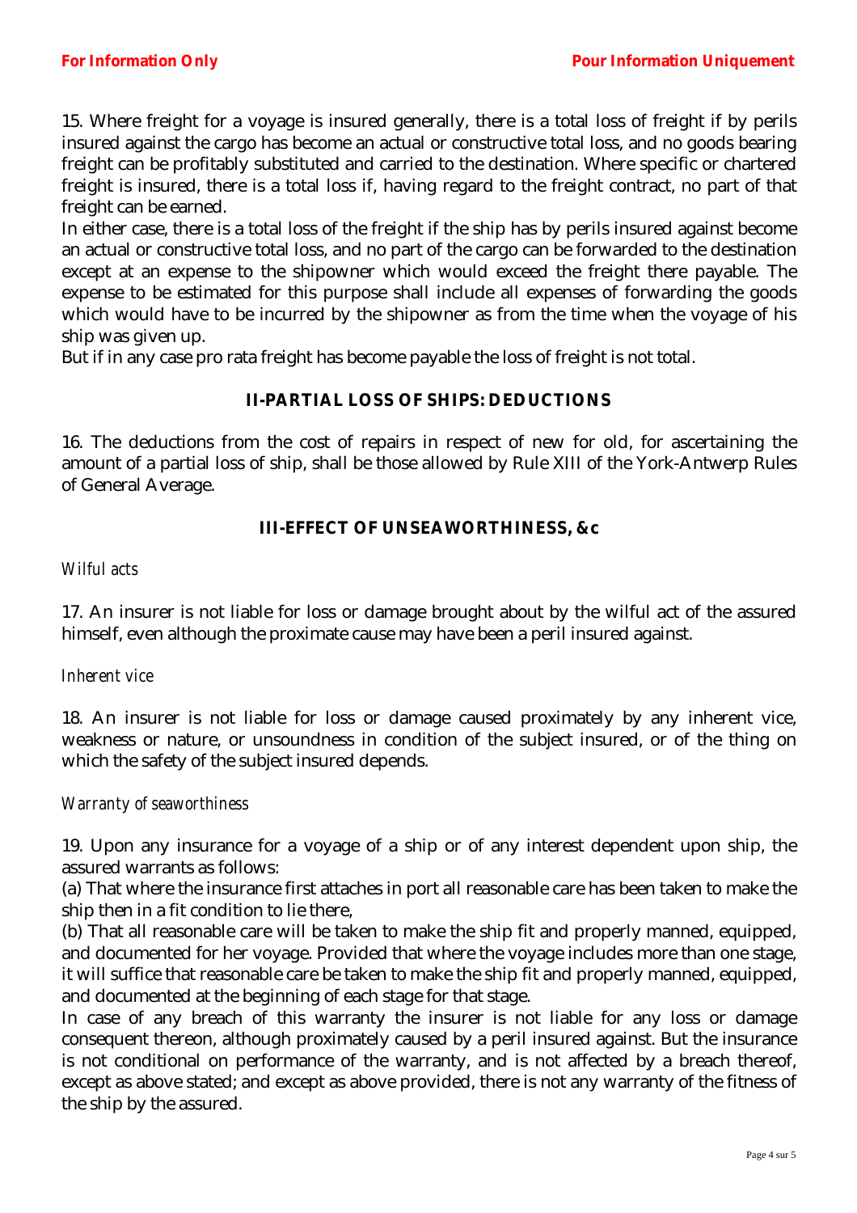15. Where freight for a voyage is insured generally, there is a total loss of freight if by perils insured against the cargo has become an actual or constructive total loss, and no goods bearing freight can be profitably substituted and carried to the destination. Where specific or chartered freight is insured, there is a total loss if, having regard to the freight contract, no part of that freight can be earned.

In either case, there is a total loss of the freight if the ship has by perils insured against become an actual or constructive total loss, and no part of the cargo can be forwarded to the destination except at an expense to the shipowner which would exceed the freight there payable. The expense to be estimated for this purpose shall include all expenses of forwarding the goods which would have to be incurred by the shipowner as from the time when the voyage of his ship was given up.

But if in any case pro rata freight has become payable the loss of freight is not total.

## II-PARTIAL LOSS OF SHIPS: DEDUCTIONS

16. The deductions from the cost of repairs in respect of new for old, for ascertaining the amount of a partial loss of ship, shall be those allowed by Rule XIII of the York-Antwerp Rules of General Average.

## III-EFFECT OF UNSEAWORTHINESS, &c

*Wilful acts*

17. An insurer is not liable for loss or damage brought about by the wilful act of the assured himself, even although the proximate cause may have been a peril insured against.

*Inherent vice*

18. An insurer is not liable for loss or damage caused proximately by any inherent vice, weakness or nature, or unsoundness in condition of the subject insured, or of the thing on which the safety of the subject insured depends.

*Warranty of seaworthiness*

19. Upon any insurance for a voyage of a ship or of any interest dependent upon ship, the assured warrants as follows:

(a) That where the insurance first attaches in port all reasonable care has been taken to make the ship then in a fit condition to lie there,

(b) That all reasonable care will be taken to make the ship fit and properly manned, equipped, and documented for her voyage. Provided that where the voyage includes more than one stage, it will suffice that reasonable care be taken to make the ship fit and properly manned, equipped, and documented at the beginning of each stage for that stage.

In case of any breach of this warranty the insurer is not liable for any loss or damage consequent thereon, although proximately caused by a peril insured against. But the insurance is not conditional on performance of the warranty, and is not affected by a breach thereof, except as above stated; and except as above provided, there is not any warranty of the fitness of the ship by the assured.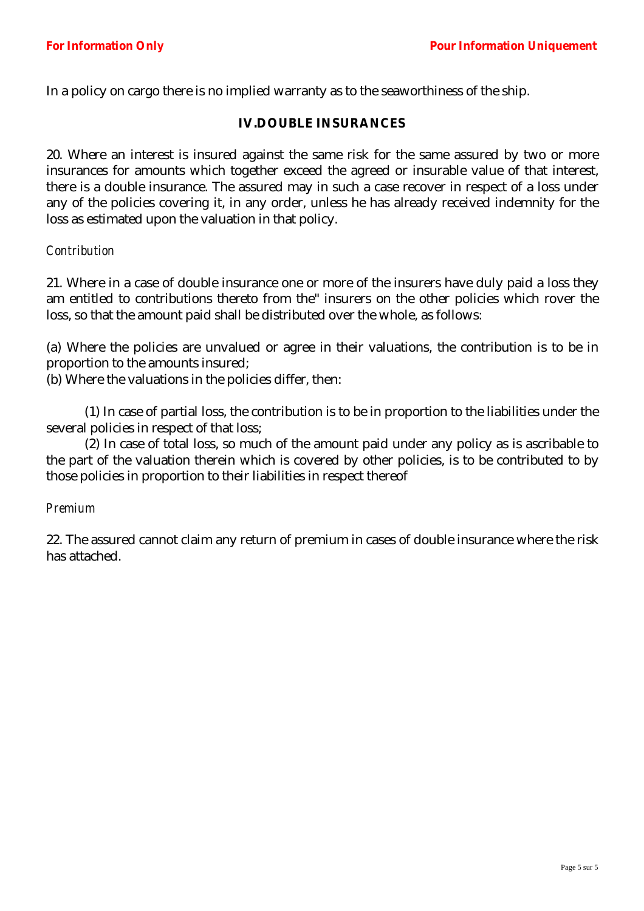In a policy on cargo there is no implied warranty as to the seaworthiness of the ship.

## IV.DOUBLE INSURANCES

20. Where an interest is insured against the same risk for the same assured by two or more insurances for amounts which together exceed the agreed or insurable value of that interest, there is a double insurance. The assured may in such a case recover in respect of a loss under any of the policies covering it, in any order, unless he has already received indemnity for the loss as estimated upon the valuation in that policy.

*Contribution*

21. Where in a case of double insurance one or more of the insurers have duly paid a loss they am entitled to contributions thereto from the" insurers on the other policies which rover the loss, so that the amount paid shall be distributed over the whole, as follows:

(a) Where the policies are unvalued or agree in their valuations, the contribution is to be in proportion to the amounts insured;
(b) Where the valuations in the policies differ, then:

(1) In case of partial loss, the contribution is to be in proportion to the liabilities under the several policies in respect of that loss;
(2) In case of total loss, so much of the amount paid under any policy as is ascribable to the part of the valuation therein which is covered by other policies, is to be contributed to by those policies in proportion to their liabilities in respect thereof

*Premium*

22. The assured cannot claim any return of premium in cases of double insurance where the risk has attached.